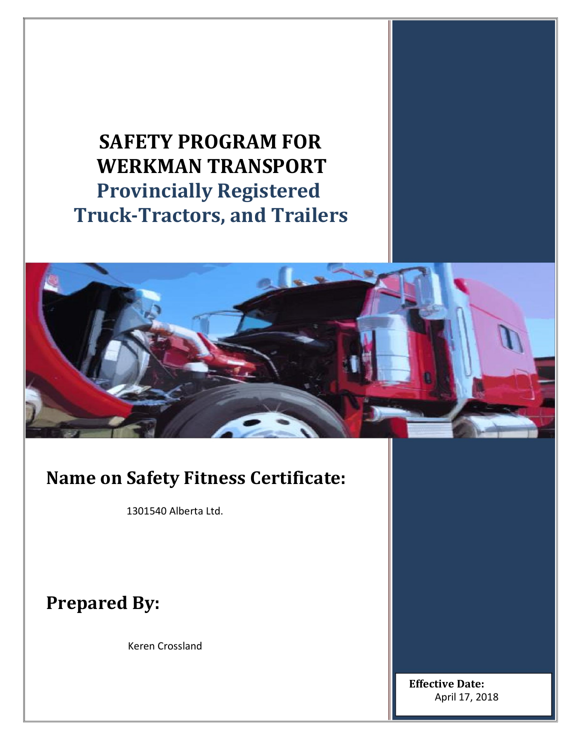# SAFETY PROGRAM FOR WERKMAN TRANSPORT

## Provincially Registered Truck-Tractors, and Trailers

## Name on Safety Fitness Certificate:

1301540 Alberta Ltd.

## Prepared By:

Keren Crossland

**Effective Date:**
April 17, 2018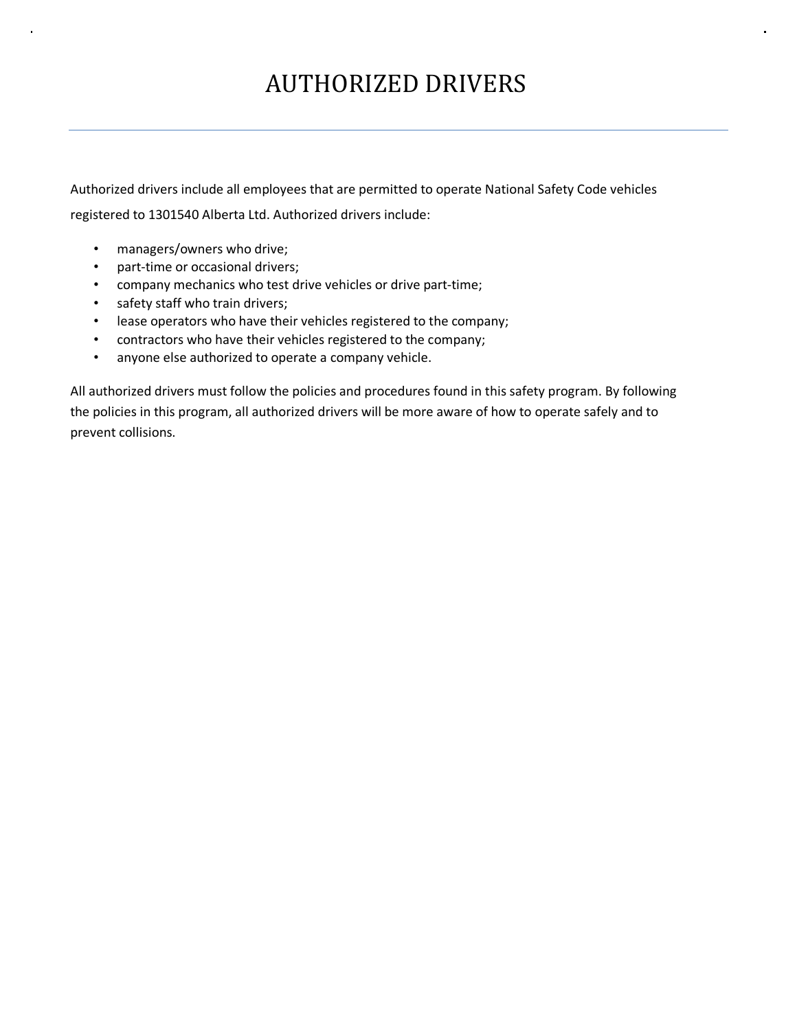# AUTHORIZED DRIVERS

Authorized drivers include all employees that are permitted to operate National Safety Code vehicles registered to 1301540 Alberta Ltd. Authorized drivers include:

- managers/owners who drive;
- part-time or occasional drivers;
- company mechanics who test drive vehicles or drive part-time;
- safety staff who train drivers;
- lease operators who have their vehicles registered to the company;
- contractors who have their vehicles registered to the company;
- anyone else authorized to operate a company vehicle.

All authorized drivers must follow the policies and procedures found in this safety program. By following the policies in this program, all authorized drivers will be more aware of how to operate safely and to prevent collisions.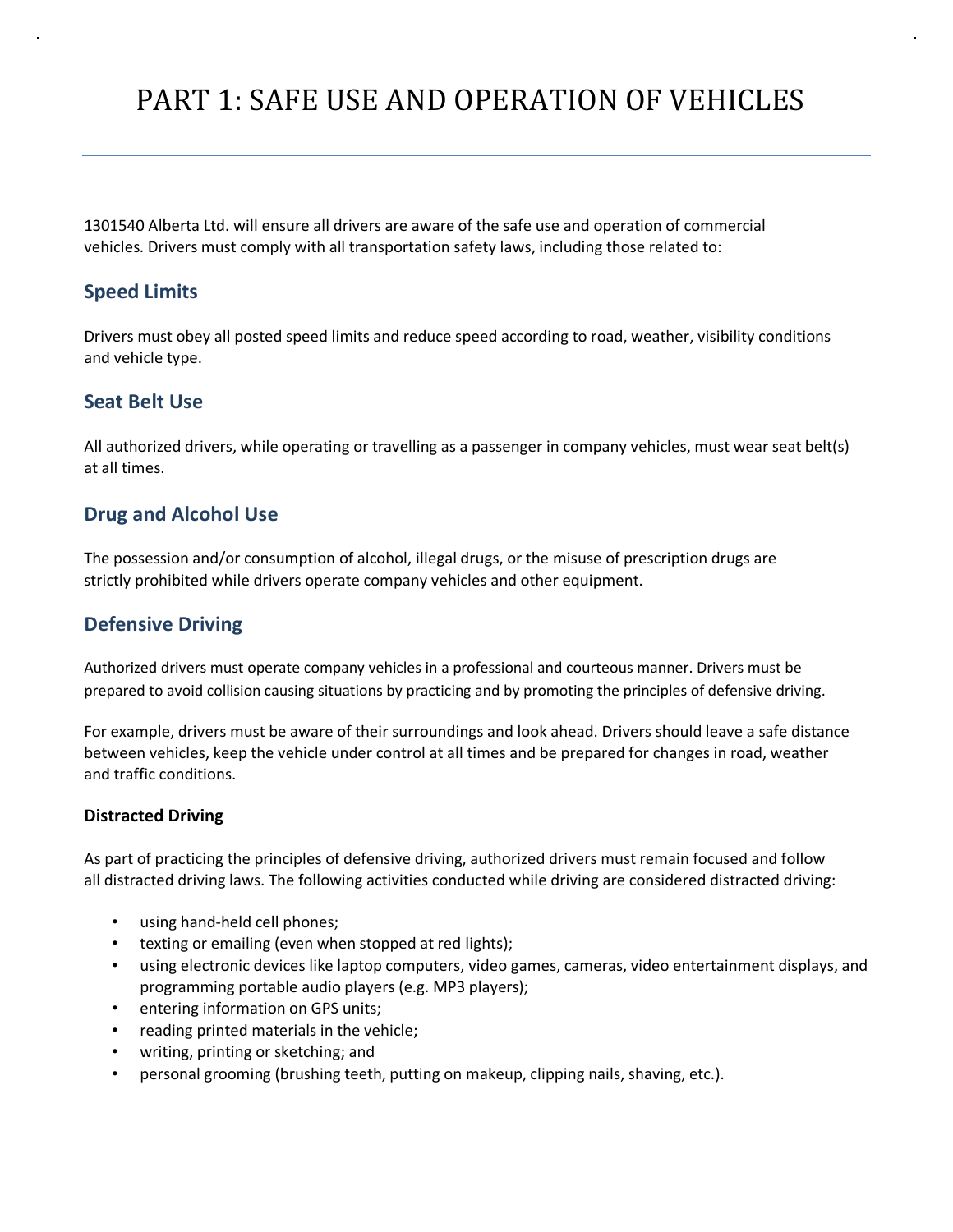# PART 1: SAFE USE AND OPERATION OF VEHICLES

---

1301540 Alberta Ltd. will ensure all drivers are aware of the safe use and operation of commercial vehicles. Drivers must comply with all transportation safety laws, including those related to:

## Speed Limits

Drivers must obey all posted speed limits and reduce speed according to road, weather, visibility conditions and vehicle type.

## Seat Belt Use

All authorized drivers, while operating or travelling as a passenger in company vehicles, must wear seat belt(s) at all times.

## Drug and Alcohol Use

The possession and/or consumption of alcohol, illegal drugs, or the misuse of prescription drugs are strictly prohibited while drivers operate company vehicles and other equipment.

## Defensive Driving

Authorized drivers must operate company vehicles in a professional and courteous manner. Drivers must be prepared to avoid collision causing situations by practicing and by promoting the principles of defensive driving.

For example, drivers must be aware of their surroundings and look ahead. Drivers should leave a safe distance between vehicles, keep the vehicle under control at all times and be prepared for changes in road, weather and traffic conditions.

### Distracted Driving

As part of practicing the principles of defensive driving, authorized drivers must remain focused and follow all distracted driving laws. The following activities conducted while driving are considered distracted driving:

- using hand-held cell phones;
- texting or emailing (even when stopped at red lights);
- using electronic devices like laptop computers, video games, cameras, video entertainment displays, and programming portable audio players (e.g. MP3 players);
- entering information on GPS units;
- reading printed materials in the vehicle;
- writing, printing or sketching; and
- personal grooming (brushing teeth, putting on makeup, clipping nails, shaving, etc.).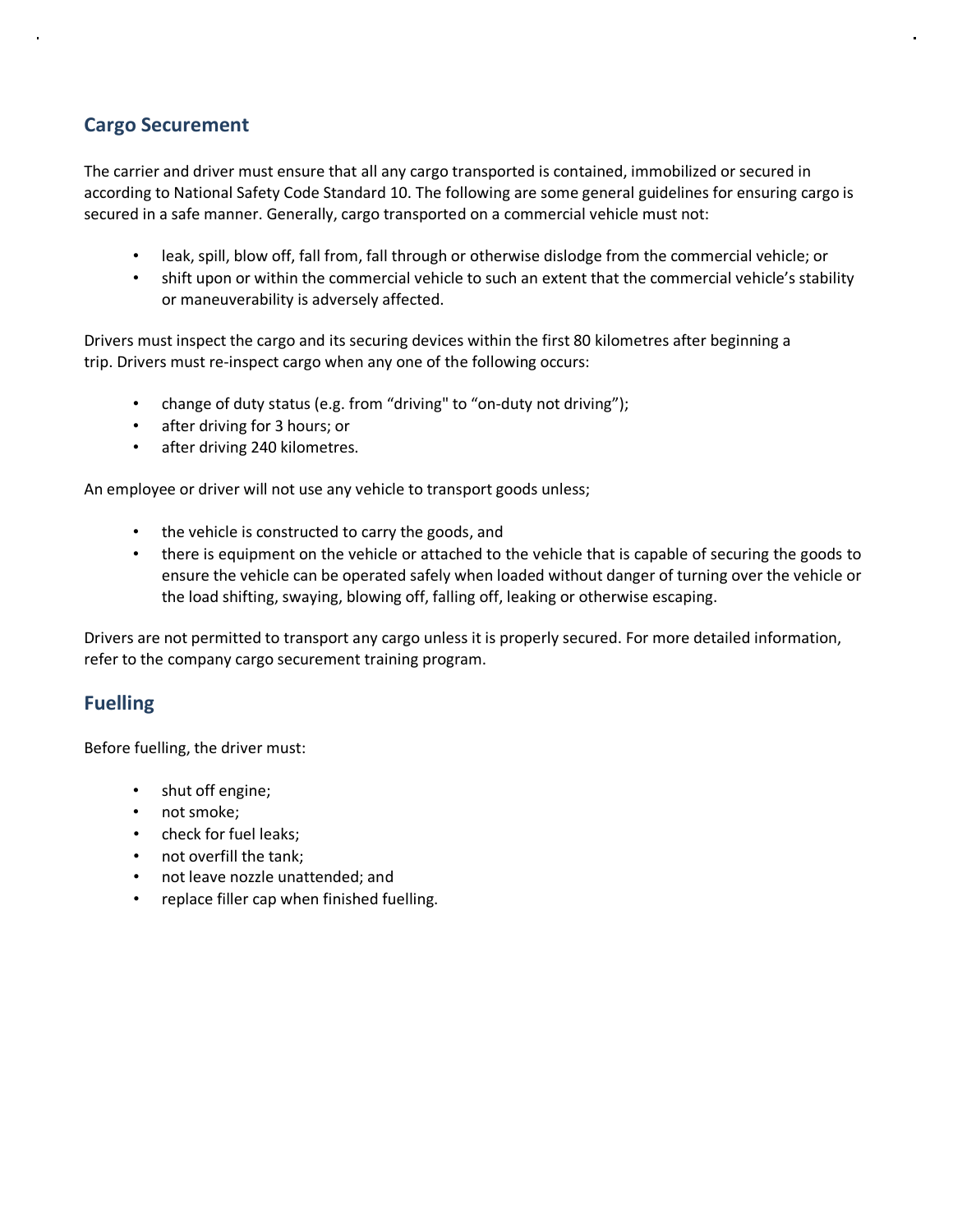## Cargo Securement

The carrier and driver must ensure that all any cargo transported is contained, immobilized or secured in according to National Safety Code Standard 10. The following are some general guidelines for ensuring cargo is secured in a safe manner. Generally, cargo transported on a commercial vehicle must not:

- leak, spill, blow off, fall from, fall through or otherwise dislodge from the commercial vehicle; or
- shift upon or within the commercial vehicle to such an extent that the commercial vehicle's stability or maneuverability is adversely affected.

Drivers must inspect the cargo and its securing devices within the first 80 kilometres after beginning a trip. Drivers must re-inspect cargo when any one of the following occurs:

- change of duty status (e.g. from "driving" to "on-duty not driving");
- after driving for 3 hours; or
- after driving 240 kilometres.

An employee or driver will not use any vehicle to transport goods unless;

- the vehicle is constructed to carry the goods, and
- there is equipment on the vehicle or attached to the vehicle that is capable of securing the goods to ensure the vehicle can be operated safely when loaded without danger of turning over the vehicle or the load shifting, swaying, blowing off, falling off, leaking or otherwise escaping.

Drivers are not permitted to transport any cargo unless it is properly secured. For more detailed information, refer to the company cargo securement training program.

## Fuelling

Before fuelling, the driver must:

- shut off engine;
- not smoke;
- check for fuel leaks;
- not overfill the tank;
- not leave nozzle unattended; and
- replace filler cap when finished fuelling.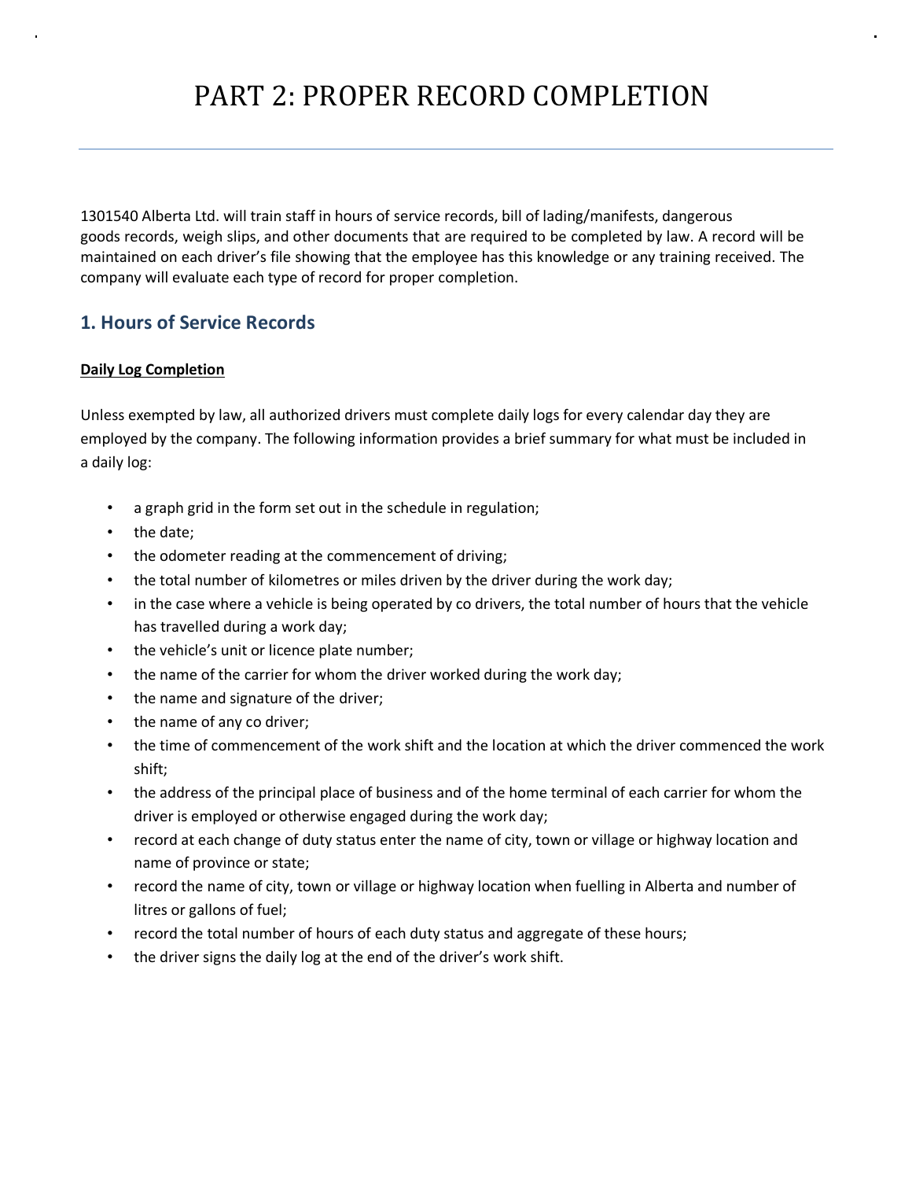# PART 2: PROPER RECORD COMPLETION

1301540 Alberta Ltd. will train staff in hours of service records, bill of lading/manifests, dangerous goods records, weigh slips, and other documents that are required to be completed by law. A record will be maintained on each driver's file showing that the employee has this knowledge or any training received. The company will evaluate each type of record for proper completion.

## 1. Hours of Service Records

**Daily Log Completion**

Unless exempted by law, all authorized drivers must complete daily logs for every calendar day they are employed by the company. The following information provides a brief summary for what must be included in a daily log:

- a graph grid in the form set out in the schedule in regulation;
- the date;
- the odometer reading at the commencement of driving;
- the total number of kilometres or miles driven by the driver during the work day;
- in the case where a vehicle is being operated by co drivers, the total number of hours that the vehicle has travelled during a work day;
- the vehicle's unit or licence plate number;
- the name of the carrier for whom the driver worked during the work day;
- the name and signature of the driver;
- the name of any co driver;
- the time of commencement of the work shift and the location at which the driver commenced the work shift;
- the address of the principal place of business and of the home terminal of each carrier for whom the driver is employed or otherwise engaged during the work day;
- record at each change of duty status enter the name of city, town or village or highway location and name of province or state;
- record the name of city, town or village or highway location when fuelling in Alberta and number of litres or gallons of fuel;
- record the total number of hours of each duty status and aggregate of these hours;
- the driver signs the daily log at the end of the driver's work shift.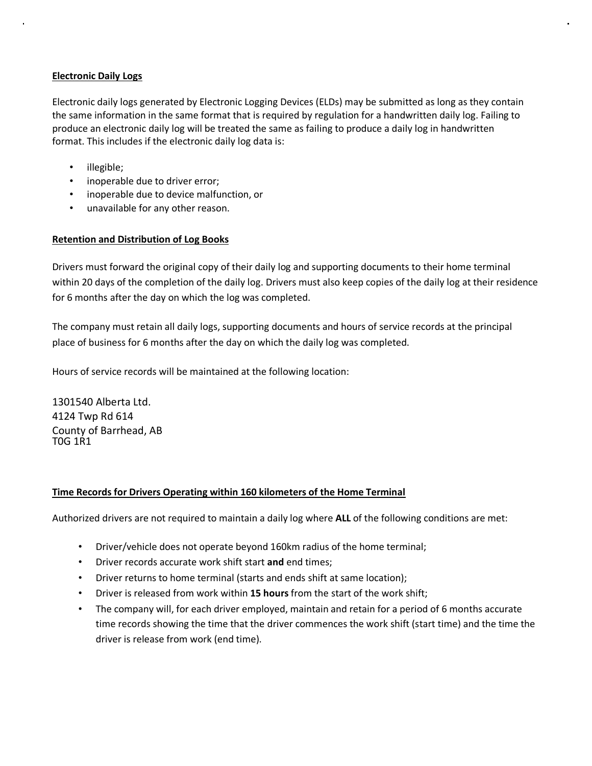## Electronic Daily Logs

Electronic daily logs generated by Electronic Logging Devices (ELDs) may be submitted as long as they contain the same information in the same format that is required by regulation for a handwritten daily log. Failing to produce an electronic daily log will be treated the same as failing to produce a daily log in handwritten format. This includes if the electronic daily log data is:

- illegible;
- inoperable due to driver error;
- inoperable due to device malfunction, or
- unavailable for any other reason.

## Retention and Distribution of Log Books

Drivers must forward the original copy of their daily log and supporting documents to their home terminal within 20 days of the completion of the daily log. Drivers must also keep copies of the daily log at their residence for 6 months after the day on which the log was completed.

The company must retain all daily logs, supporting documents and hours of service records at the principal place of business for 6 months after the day on which the daily log was completed.

Hours of service records will be maintained at the following location:

1301540 Alberta Ltd.
4124 Twp Rd 614
County of Barrhead, AB
T0G 1R1

## Time Records for Drivers Operating within 160 kilometers of the Home Terminal

Authorized drivers are not required to maintain a daily log where **ALL** of the following conditions are met:

- Driver/vehicle does not operate beyond 160km radius of the home terminal;
- Driver records accurate work shift start **and** end times;
- Driver returns to home terminal (starts and ends shift at same location);
- Driver is released from work within **15 hours** from the start of the work shift;
- The company will, for each driver employed, maintain and retain for a period of 6 months accurate time records showing the time that the driver commences the work shift (start time) and the time the driver is release from work (end time).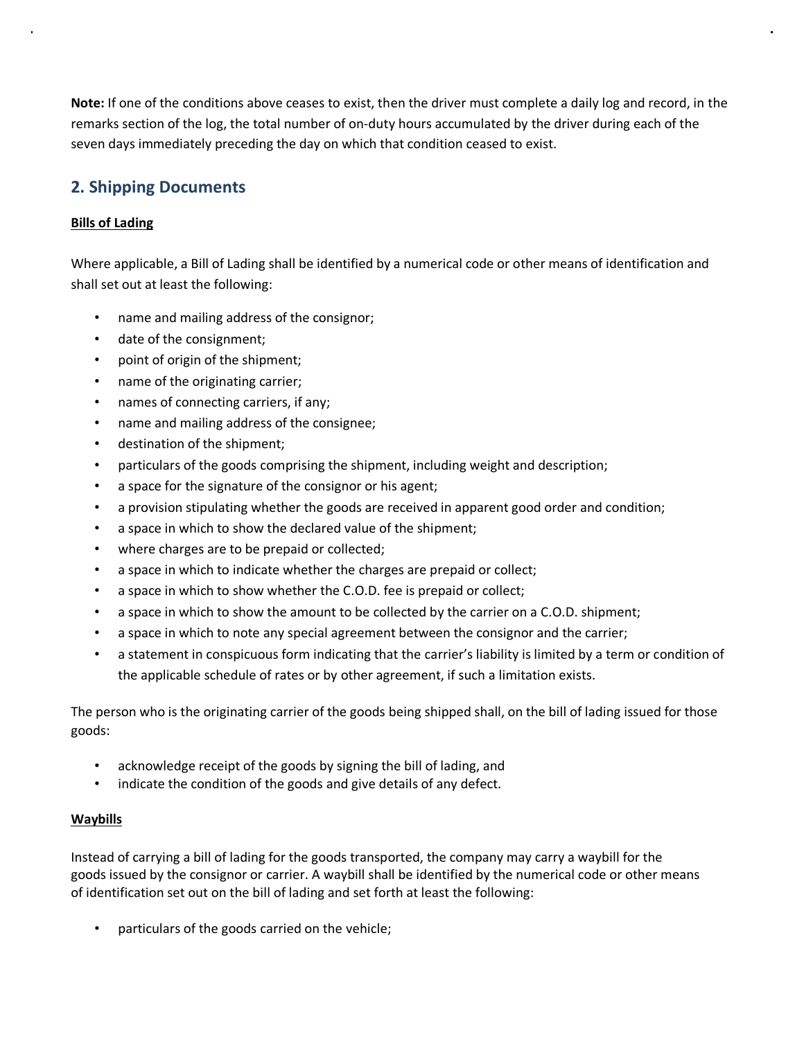**Note:** If one of the conditions above ceases to exist, then the driver must complete a daily log and record, in the remarks section of the log, the total number of on-duty hours accumulated by the driver during each of the seven days immediately preceding the day on which that condition ceased to exist.

## 2. Shipping Documents

**Bills of Lading**

Where applicable, a Bill of Lading shall be identified by a numerical code or other means of identification and shall set out at least the following:

- name and mailing address of the consignor;
- date of the consignment;
- point of origin of the shipment;
- name of the originating carrier;
- names of connecting carriers, if any;
- name and mailing address of the consignee;
- destination of the shipment;
- particulars of the goods comprising the shipment, including weight and description;
- a space for the signature of the consignor or his agent;
- a provision stipulating whether the goods are received in apparent good order and condition;
- a space in which to show the declared value of the shipment;
- where charges are to be prepaid or collected;
- a space in which to indicate whether the charges are prepaid or collect;
- a space in which to show whether the C.O.D. fee is prepaid or collect;
- a space in which to show the amount to be collected by the carrier on a C.O.D. shipment;
- a space in which to note any special agreement between the consignor and the carrier;
- a statement in conspicuous form indicating that the carrier's liability is limited by a term or condition of the applicable schedule of rates or by other agreement, if such a limitation exists.

The person who is the originating carrier of the goods being shipped shall, on the bill of lading issued for those goods:

- acknowledge receipt of the goods by signing the bill of lading, and
- indicate the condition of the goods and give details of any defect.

**Waybills**

Instead of carrying a bill of lading for the goods transported, the company may carry a waybill for the goods issued by the consignor or carrier. A waybill shall be identified by the numerical code or other means of identification set out on the bill of lading and set forth at least the following:

- particulars of the goods carried on the vehicle;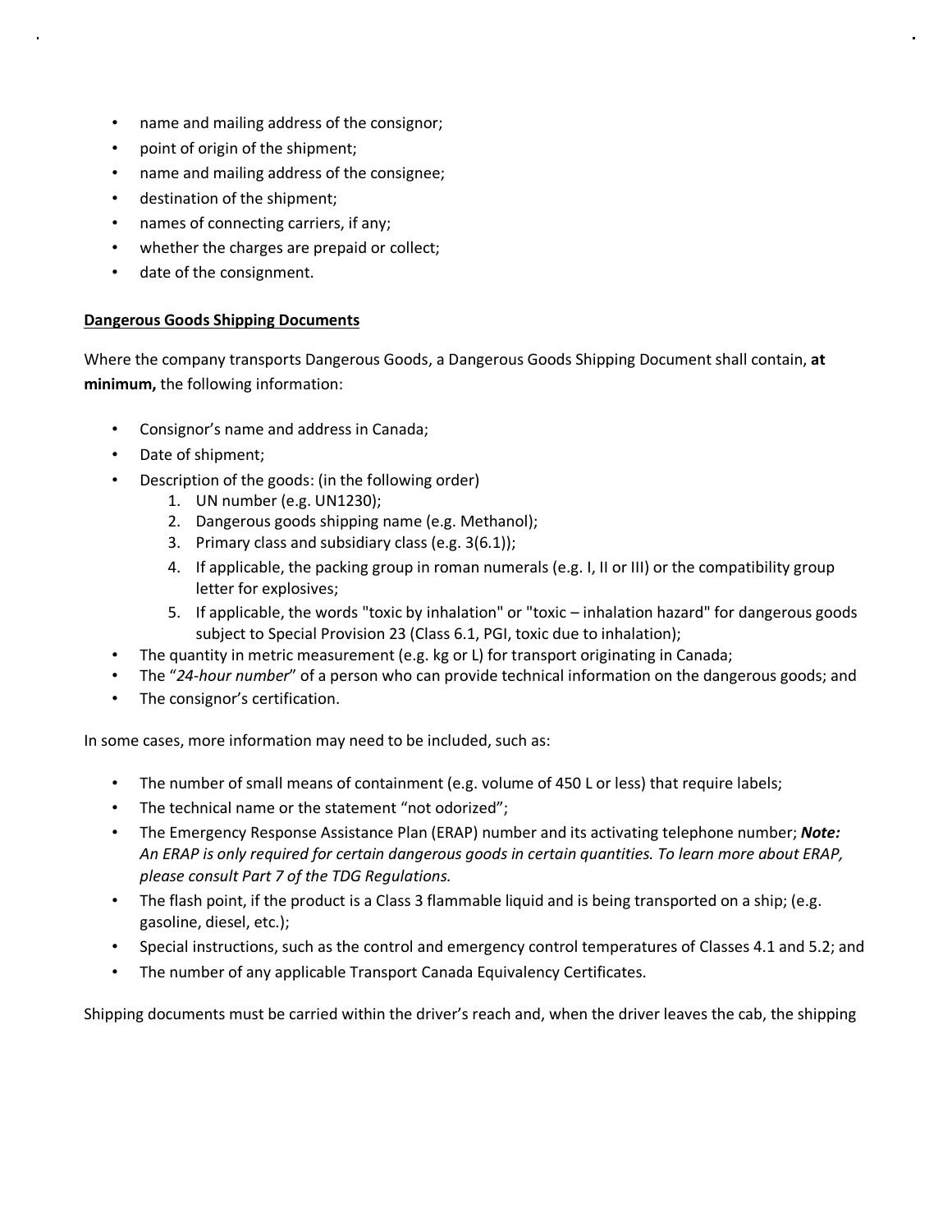- name and mailing address of the consignor;
- point of origin of the shipment;
- name and mailing address of the consignee;
- destination of the shipment;
- names of connecting carriers, if any;
- whether the charges are prepaid or collect;
- date of the consignment.

**Dangerous Goods Shipping Documents**

Where the company transports Dangerous Goods, a Dangerous Goods Shipping Document shall contain, **at minimum,** the following information:

- Consignor's name and address in Canada;
- Date of shipment;
- Description of the goods: (in the following order)
    1. UN number (e.g. UN1230);
    2. Dangerous goods shipping name (e.g. Methanol);
    3. Primary class and subsidiary class (e.g. 3(6.1));
    4. If applicable, the packing group in roman numerals (e.g. I, II or III) or the compatibility group letter for explosives;
    5. If applicable, the words "toxic by inhalation" or "toxic – inhalation hazard" for dangerous goods subject to Special Provision 23 (Class 6.1, PGI, toxic due to inhalation);
- The quantity in metric measurement (e.g. kg or L) for transport originating in Canada;
- The "*24-hour number*" of a person who can provide technical information on the dangerous goods; and
- The consignor's certification.

In some cases, more information may need to be included, such as:

- The number of small means of containment (e.g. volume of 450 L or less) that require labels;
- The technical name or the statement "not odorized";
- The Emergency Response Assistance Plan (ERAP) number and its activating telephone number; ***Note:*** *An ERAP is only required for certain dangerous goods in certain quantities. To learn more about ERAP, please consult Part 7 of the TDG Regulations.*
- The flash point, if the product is a Class 3 flammable liquid and is being transported on a ship; (e.g. gasoline, diesel, etc.);
- Special instructions, such as the control and emergency control temperatures of Classes 4.1 and 5.2; and
- The number of any applicable Transport Canada Equivalency Certificates.

Shipping documents must be carried within the driver's reach and, when the driver leaves the cab, the shipping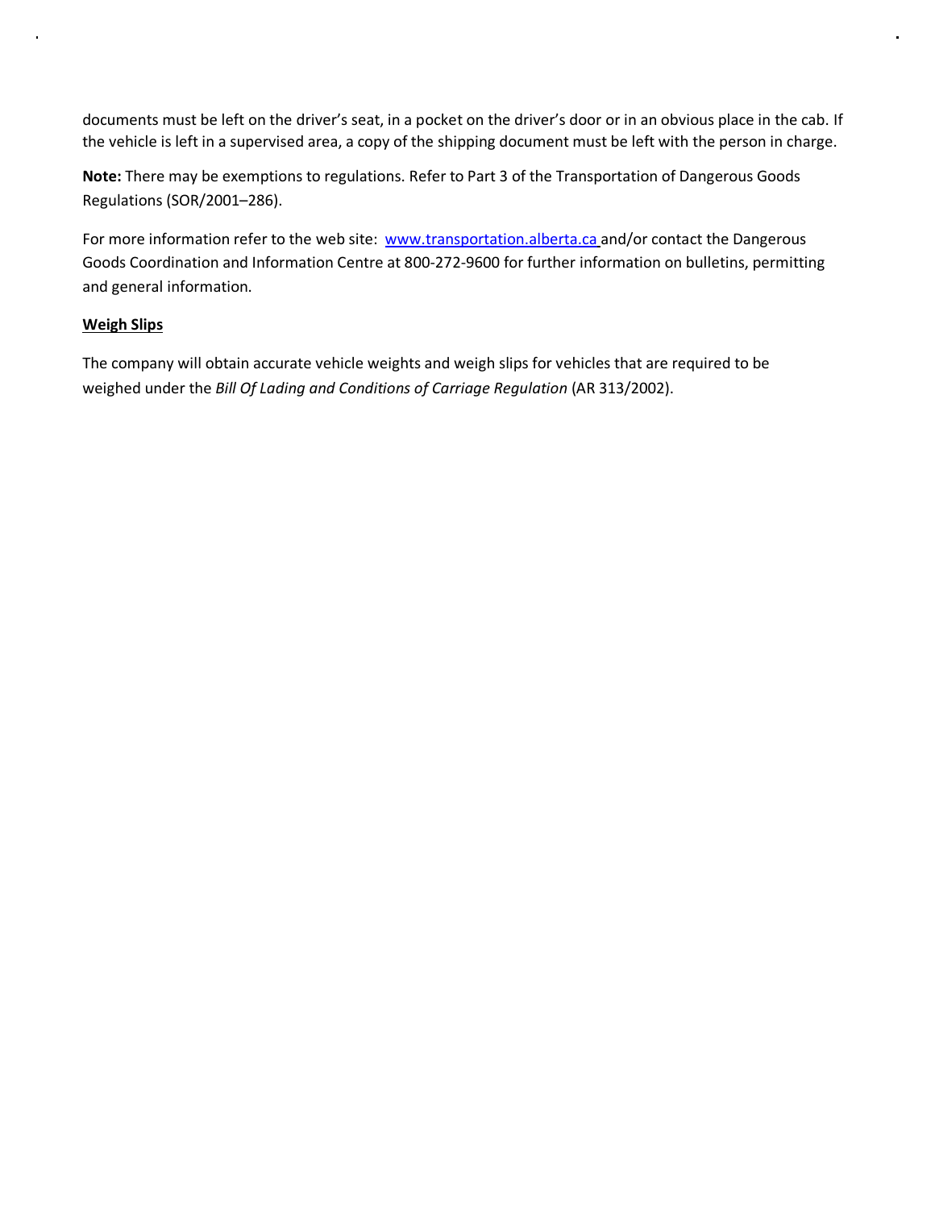documents must be left on the driver's seat, in a pocket on the driver's door or in an obvious place in the cab. If the vehicle is left in a supervised area, a copy of the shipping document must be left with the person in charge.

**Note:** There may be exemptions to regulations. Refer to Part 3 of the Transportation of Dangerous Goods Regulations (SOR/2001–286).

For more information refer to the web site: [www.transportation.alberta.ca](http://www.transportation.alberta.ca) and/or contact the Dangerous Goods Coordination and Information Centre at 800-272-9600 for further information on bulletins, permitting and general information.

**Weigh Slips**

The company will obtain accurate vehicle weights and weigh slips for vehicles that are required to be weighed under the *Bill Of Lading and Conditions of Carriage Regulation* (AR 313/2002).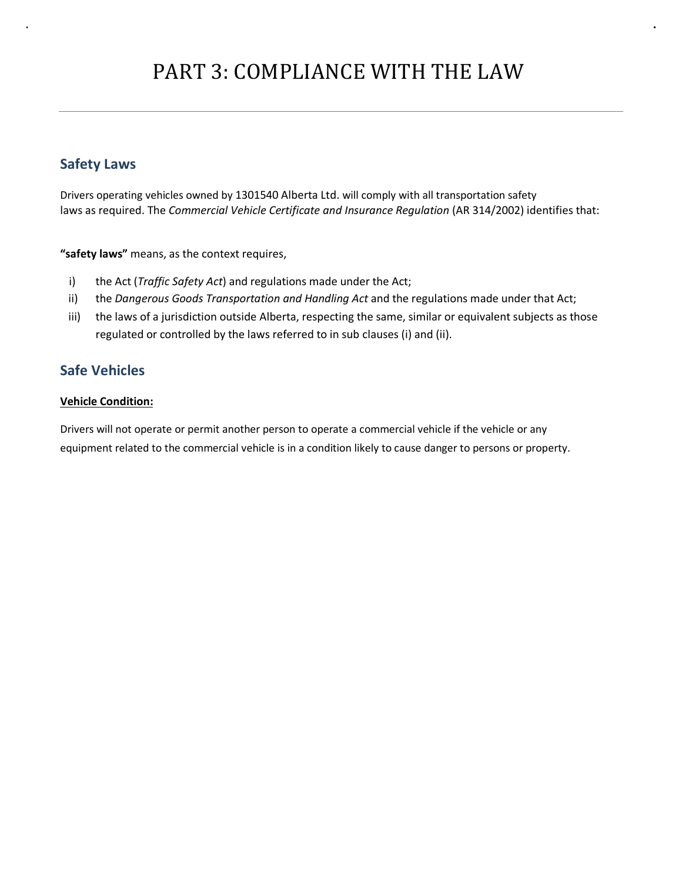# PART 3: COMPLIANCE WITH THE LAW

## Safety Laws

Drivers operating vehicles owned by 1301540 Alberta Ltd. will comply with all transportation safety laws as required. The *Commercial Vehicle Certificate and Insurance Regulation* (AR 314/2002) identifies that:

**"safety laws"** means, as the context requires,

i) the Act (*Traffic Safety Act*) and regulations made under the Act;
ii) the *Dangerous Goods Transportation and Handling Act* and the regulations made under that Act;
iii) the laws of a jurisdiction outside Alberta, respecting the same, similar or equivalent subjects as those regulated or controlled by the laws referred to in sub clauses (i) and (ii).

## Safe Vehicles

### Vehicle Condition:

Drivers will not operate or permit another person to operate a commercial vehicle if the vehicle or any equipment related to the commercial vehicle is in a condition likely to cause danger to persons or property.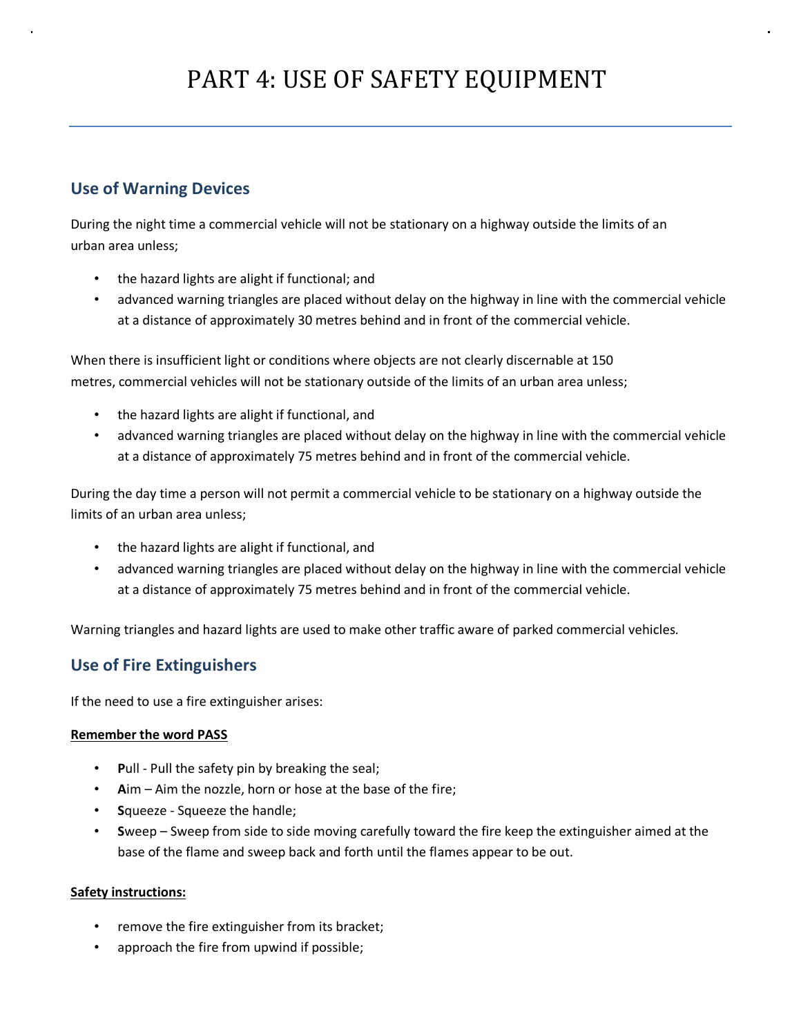# PART 4: USE OF SAFETY EQUIPMENT

## Use of Warning Devices

During the night time a commercial vehicle will not be stationary on a highway outside the limits of an urban area unless;

- the hazard lights are alight if functional; and
- advanced warning triangles are placed without delay on the highway in line with the commercial vehicle at a distance of approximately 30 metres behind and in front of the commercial vehicle.

When there is insufficient light or conditions where objects are not clearly discernable at 150 metres, commercial vehicles will not be stationary outside of the limits of an urban area unless;

- the hazard lights are alight if functional, and
- advanced warning triangles are placed without delay on the highway in line with the commercial vehicle at a distance of approximately 75 metres behind and in front of the commercial vehicle.

During the day time a person will not permit a commercial vehicle to be stationary on a highway outside the limits of an urban area unless;

- the hazard lights are alight if functional, and
- advanced warning triangles are placed without delay on the highway in line with the commercial vehicle at a distance of approximately 75 metres behind and in front of the commercial vehicle.

Warning triangles and hazard lights are used to make other traffic aware of parked commercial vehicles.

## Use of Fire Extinguishers

If the need to use a fire extinguisher arises:

**Remember the word PASS**

- **P**ull - Pull the safety pin by breaking the seal;
- **A**im – Aim the nozzle, horn or hose at the base of the fire;
- **S**queeze - Squeeze the handle;
- **S**weep – Sweep from side to side moving carefully toward the fire keep the extinguisher aimed at the base of the flame and sweep back and forth until the flames appear to be out.

**Safety instructions:**

- remove the fire extinguisher from its bracket;
- approach the fire from upwind if possible;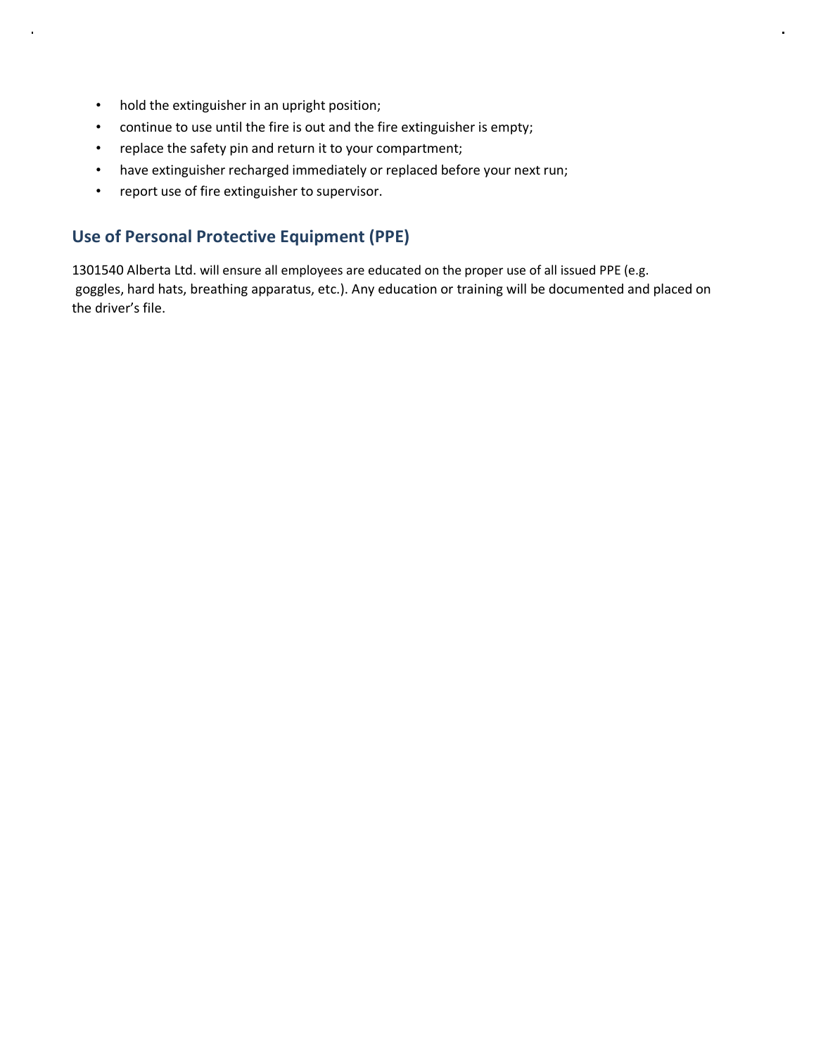- hold the extinguisher in an upright position;
- continue to use until the fire is out and the fire extinguisher is empty;
- replace the safety pin and return it to your compartment;
- have extinguisher recharged immediately or replaced before your next run;
- report use of fire extinguisher to supervisor.

## Use of Personal Protective Equipment (PPE)

1301540 Alberta Ltd. will ensure all employees are educated on the proper use of all issued PPE (e.g. goggles, hard hats, breathing apparatus, etc.). Any education or training will be documented and placed on the driver's file.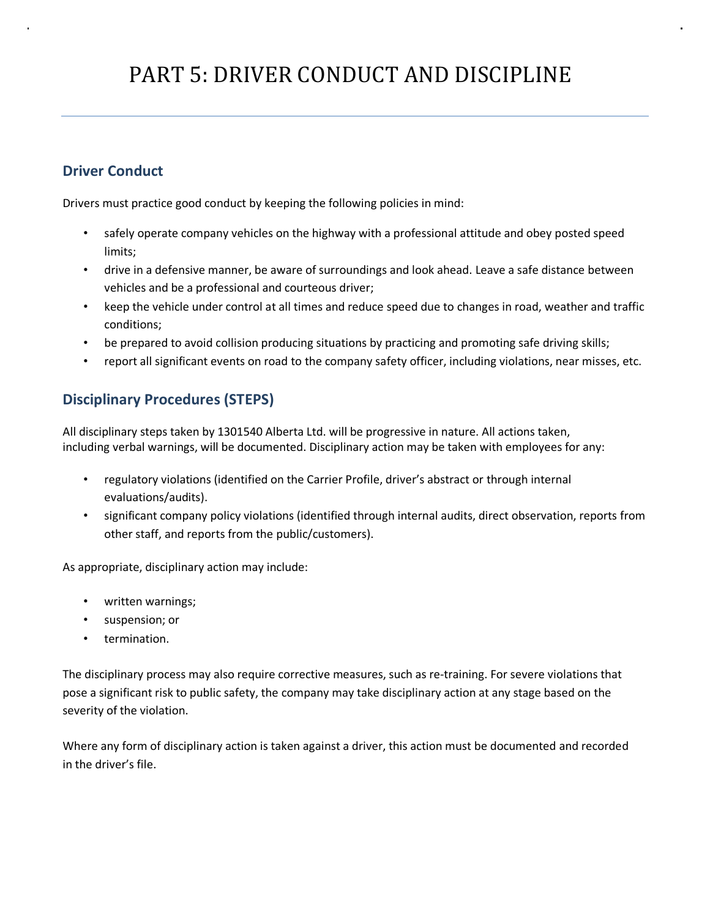# PART 5: DRIVER CONDUCT AND DISCIPLINE

## Driver Conduct

Drivers must practice good conduct by keeping the following policies in mind:

- safely operate company vehicles on the highway with a professional attitude and obey posted speed limits;
- drive in a defensive manner, be aware of surroundings and look ahead. Leave a safe distance between vehicles and be a professional and courteous driver;
- keep the vehicle under control at all times and reduce speed due to changes in road, weather and traffic conditions;
- be prepared to avoid collision producing situations by practicing and promoting safe driving skills;
- report all significant events on road to the company safety officer, including violations, near misses, etc.

## Disciplinary Procedures (STEPS)

All disciplinary steps taken by 1301540 Alberta Ltd. will be progressive in nature. All actions taken, including verbal warnings, will be documented. Disciplinary action may be taken with employees for any:

- regulatory violations (identified on the Carrier Profile, driver's abstract or through internal evaluations/audits).
- significant company policy violations (identified through internal audits, direct observation, reports from other staff, and reports from the public/customers).

As appropriate, disciplinary action may include:

- written warnings;
- suspension; or
- termination.

The disciplinary process may also require corrective measures, such as re-training. For severe violations that pose a significant risk to public safety, the company may take disciplinary action at any stage based on the severity of the violation.

Where any form of disciplinary action is taken against a driver, this action must be documented and recorded in the driver's file.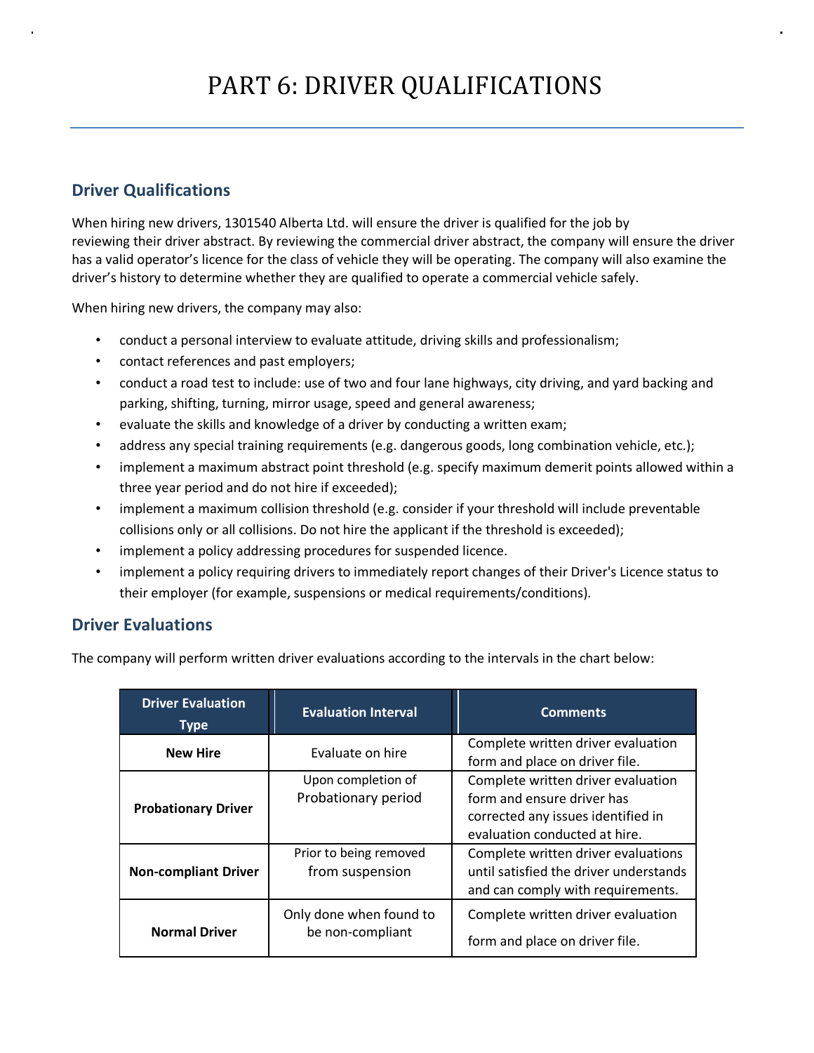# PART 6: DRIVER QUALIFICATIONS

## Driver Qualifications

When hiring new drivers, 1301540 Alberta Ltd. will ensure the driver is qualified for the job by reviewing their driver abstract. By reviewing the commercial driver abstract, the company will ensure the driver has a valid operator's licence for the class of vehicle they will be operating. The company will also examine the driver's history to determine whether they are qualified to operate a commercial vehicle safely.

When hiring new drivers, the company may also:

- conduct a personal interview to evaluate attitude, driving skills and professionalism;
- contact references and past employers;
- conduct a road test to include: use of two and four lane highways, city driving, and yard backing and parking, shifting, turning, mirror usage, speed and general awareness;
- evaluate the skills and knowledge of a driver by conducting a written exam;
- address any special training requirements (e.g. dangerous goods, long combination vehicle, etc.);
- implement a maximum abstract point threshold (e.g. specify maximum demerit points allowed within a three year period and do not hire if exceeded);
- implement a maximum collision threshold (e.g. consider if your threshold will include preventable collisions only or all collisions. Do not hire the applicant if the threshold is exceeded);
- implement a policy addressing procedures for suspended licence.
- implement a policy requiring drivers to immediately report changes of their Driver's Licence status to their employer (for example, suspensions or medical requirements/conditions).

## Driver Evaluations

The company will perform written driver evaluations according to the intervals in the chart below:

| Driver Evaluation Type | Evaluation Interval | Comments |
|---|---|---|
| **New Hire** | Evaluate on hire | Complete written driver evaluation form and place on driver file. |
| **Probationary Driver** | Upon completion of Probationary period | Complete written driver evaluation form and ensure driver has corrected any issues identified in evaluation conducted at hire. |
| **Non-compliant Driver** | Prior to being removed from suspension | Complete written driver evaluations until satisfied the driver understands and can comply with requirements. |
| **Normal Driver** | Only done when found to be non-compliant | Complete written driver evaluation form and place on driver file. |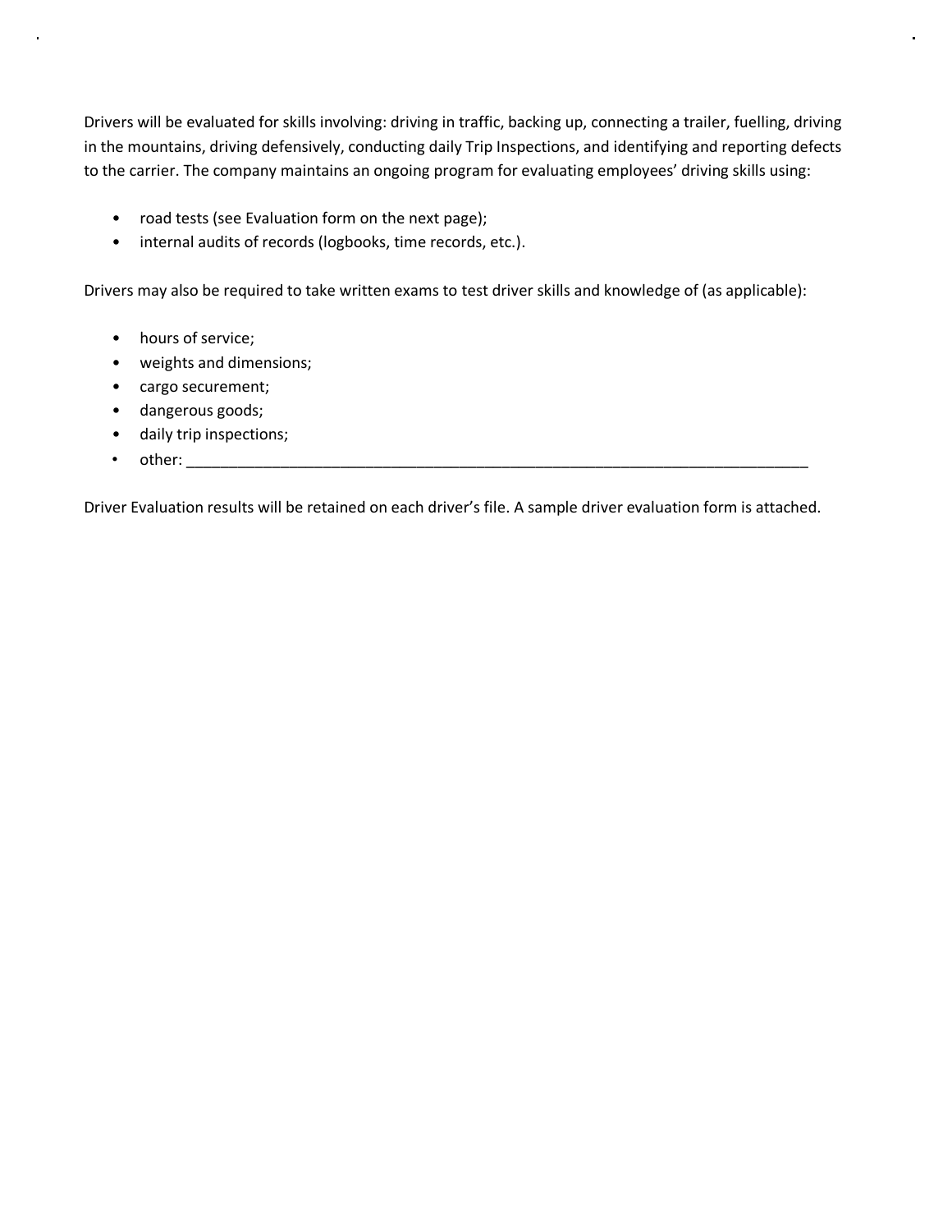Drivers will be evaluated for skills involving: driving in traffic, backing up, connecting a trailer, fuelling, driving in the mountains, driving defensively, conducting daily Trip Inspections, and identifying and reporting defects to the carrier. The company maintains an ongoing program for evaluating employees' driving skills using:

- road tests (see Evaluation form on the next page);
- internal audits of records (logbooks, time records, etc.).

Drivers may also be required to take written exams to test driver skills and knowledge of (as applicable):

- hours of service;
- weights and dimensions;
- cargo securement;
- dangerous goods;
- daily trip inspections;
- other: ___________________________________________________________________________

Driver Evaluation results will be retained on each driver's file. A sample driver evaluation form is attached.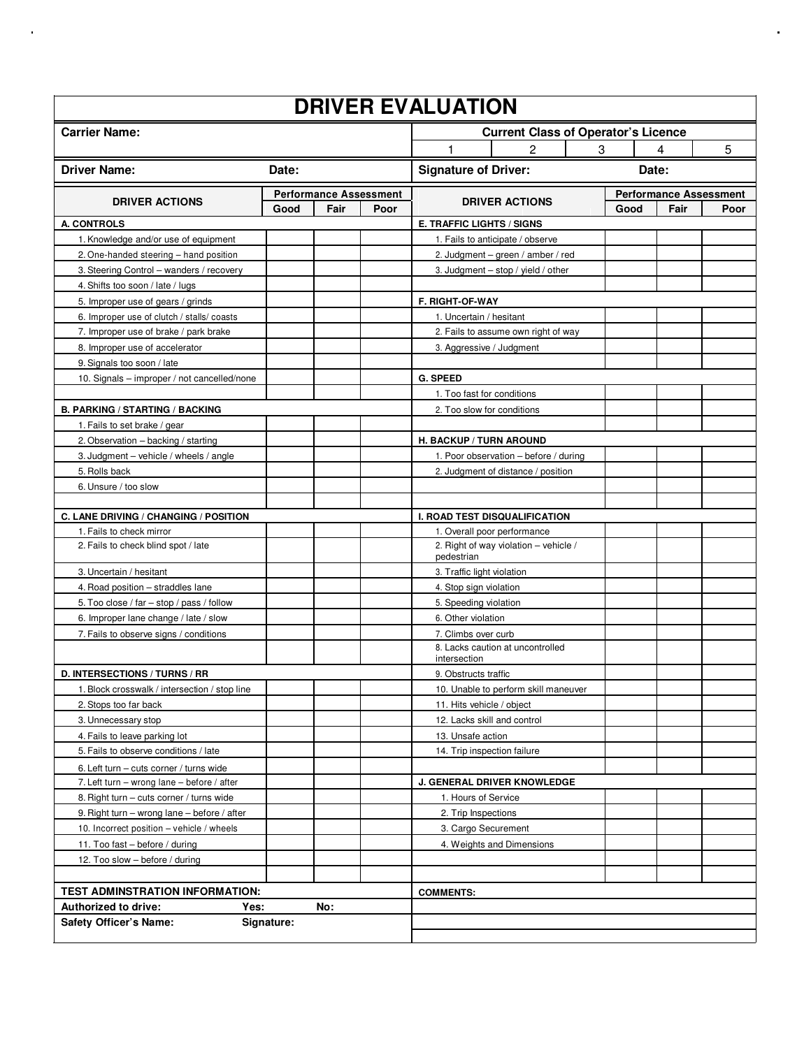# DRIVER EVALUATION

| Carrier Name: | Current Class of Operator's Licence | | | | |
|---|---|---|---|---|---|
| | 1 | 2 | 3 | 4 | 5 |

| Driver Name: | Date: | Signature of Driver: | Date: |
|---|---|---|---|

| DRIVER ACTIONS | Performance Assessment | | | DRIVER ACTIONS | Performance Assessment | | |
|---|---|---|---|---|---|---|---|
| | Good | Fair | Poor | | Good | Fair | Poor |
| **A. CONTROLS** | | | | **E. TRAFFIC LIGHTS / SIGNS** | | | |
| 1. Knowledge and/or use of equipment | | | | 1. Fails to anticipate / observe | | | |
| 2. One-handed steering – hand position | | | | 2. Judgment – green / amber / red | | | |
| 3. Steering Control – wanders / recovery | | | | 3. Judgment – stop / yield / other | | | |
| 4. Shifts too soon / late / lugs | | | | | | | |
| 5. Improper use of gears / grinds | | | | **F. RIGHT-OF-WAY** | | | |
| 6. Improper use of clutch / stalls/ coasts | | | | 1. Uncertain / hesitant | | | |
| 7. Improper use of brake / park brake | | | | 2. Fails to assume own right of way | | | |
| 8. Improper use of accelerator | | | | 3. Aggressive / Judgment | | | |
| 9. Signals too soon / late | | | | | | | |
| 10. Signals – improper / not cancelled/none | | | | **G. SPEED** | | | |
| | | | | 1. Too fast for conditions | | | |
| **B. PARKING / STARTING / BACKING** | | | | 2. Too slow for conditions | | | |
| 1. Fails to set brake / gear | | | | | | | |
| 2. Observation – backing / starting | | | | **H. BACKUP / TURN AROUND** | | | |
| 3. Judgment – vehicle / wheels / angle | | | | 1. Poor observation – before / during | | | |
| 5. Rolls back | | | | 2. Judgment of distance / position | | | |
| 6. Unsure / too slow | | | | | | | |
| | | | | | | | |
| **C. LANE DRIVING / CHANGING / POSITION** | | | | **I. ROAD TEST DISQUALIFICATION** | | | |
| 1. Fails to check mirror | | | | 1. Overall poor performance | | | |
| 2. Fails to check blind spot / late | | | | 2. Right of way violation – vehicle / pedestrian | | | |
| 3. Uncertain / hesitant | | | | 3. Traffic light violation | | | |
| 4. Road position – straddles lane | | | | 4. Stop sign violation | | | |
| 5. Too close / far – stop / pass / follow | | | | 5. Speeding violation | | | |
| 6. Improper lane change / late / slow | | | | 6. Other violation | | | |
| 7. Fails to observe signs / conditions | | | | 7. Climbs over curb | | | |
| | | | | 8. Lacks caution at uncontrolled intersection | | | |
| **D. INTERSECTIONS / TURNS / RR** | | | | 9. Obstructs traffic | | | |
| 1. Block crosswalk / intersection / stop line | | | | 10. Unable to perform skill maneuver | | | |
| 2. Stops too far back | | | | 11. Hits vehicle / object | | | |
| 3. Unnecessary stop | | | | 12. Lacks skill and control | | | |
| 4. Fails to leave parking lot | | | | 13. Unsafe action | | | |
| 5. Fails to observe conditions / late | | | | 14. Trip inspection failure | | | |
| 6. Left turn – cuts corner / turns wide | | | | | | | |
| 7. Left turn – wrong lane – before / after | | | | **J. GENERAL DRIVER KNOWLEDGE** | | | |
| 8. Right turn – cuts corner / turns wide | | | | 1. Hours of Service | | | |
| 9. Right turn – wrong lane – before / after | | | | 2. Trip Inspections | | | |
| 10. Incorrect position – vehicle / wheels | | | | 3. Cargo Securement | | | |
| 11. Too fast – before / during | | | | 4. Weights and Dimensions | | | |
| 12. Too slow – before / during | | | | | | | |
| | | | | | | | |

| TEST ADMINSTRATION INFORMATION: | | | COMMENTS: |
|---|---|---|---|
| **Authorized to drive:** | **Yes:** | **No:** | |
| **Safety Officer's Name:** | **Signature:** | | |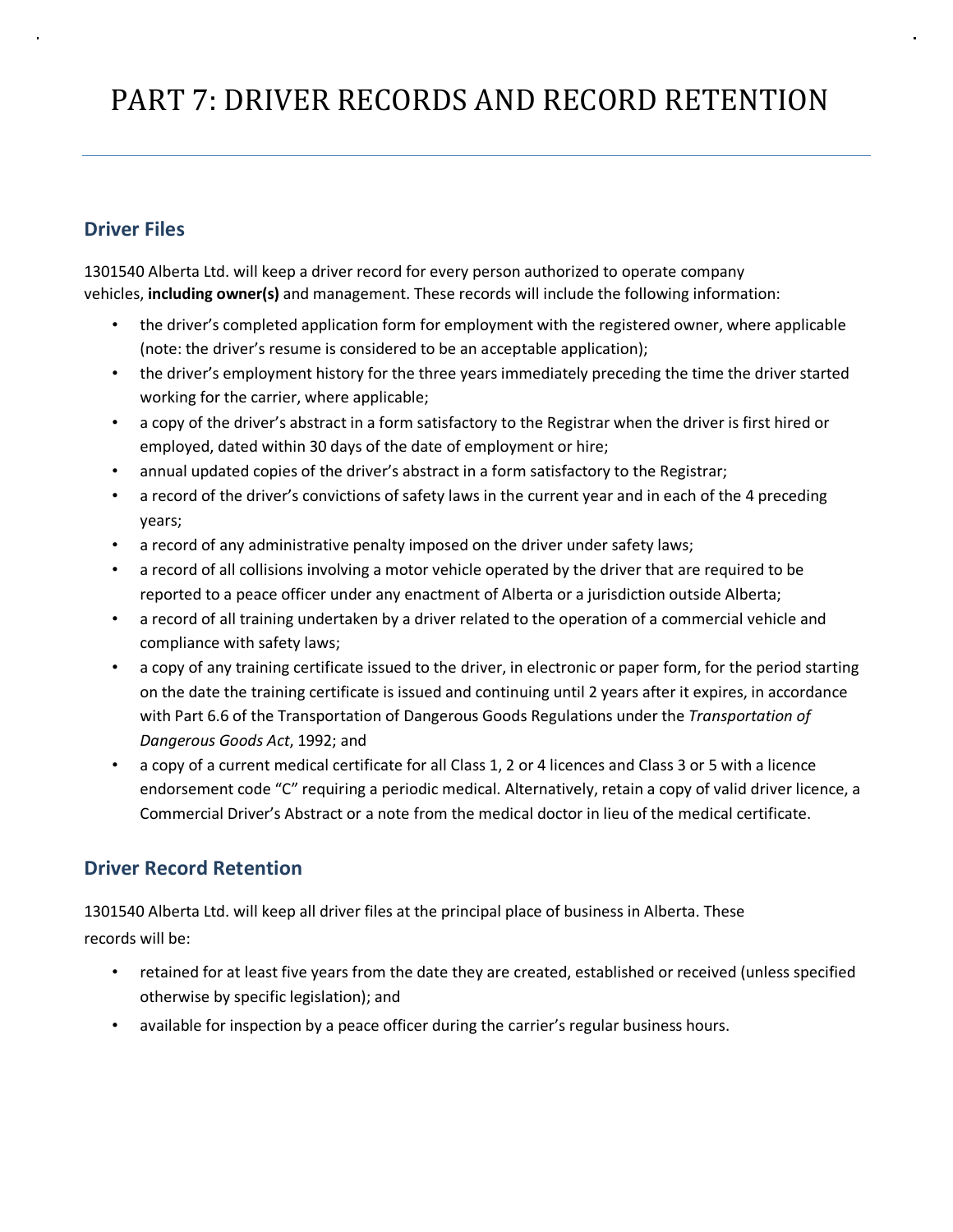# PART 7: DRIVER RECORDS AND RECORD RETENTION

## Driver Files

1301540 Alberta Ltd. will keep a driver record for every person authorized to operate company vehicles, **including owner(s)** and management. These records will include the following information:

- the driver's completed application form for employment with the registered owner, where applicable (note: the driver's resume is considered to be an acceptable application);
- the driver's employment history for the three years immediately preceding the time the driver started working for the carrier, where applicable;
- a copy of the driver's abstract in a form satisfactory to the Registrar when the driver is first hired or employed, dated within 30 days of the date of employment or hire;
- annual updated copies of the driver's abstract in a form satisfactory to the Registrar;
- a record of the driver's convictions of safety laws in the current year and in each of the 4 preceding years;
- a record of any administrative penalty imposed on the driver under safety laws;
- a record of all collisions involving a motor vehicle operated by the driver that are required to be reported to a peace officer under any enactment of Alberta or a jurisdiction outside Alberta;
- a record of all training undertaken by a driver related to the operation of a commercial vehicle and compliance with safety laws;
- a copy of any training certificate issued to the driver, in electronic or paper form, for the period starting on the date the training certificate is issued and continuing until 2 years after it expires, in accordance with Part 6.6 of the Transportation of Dangerous Goods Regulations under the *Transportation of Dangerous Goods Act*, 1992; and
- a copy of a current medical certificate for all Class 1, 2 or 4 licences and Class 3 or 5 with a licence endorsement code "C" requiring a periodic medical. Alternatively, retain a copy of valid driver licence, a Commercial Driver's Abstract or a note from the medical doctor in lieu of the medical certificate.

## Driver Record Retention

1301540 Alberta Ltd. will keep all driver files at the principal place of business in Alberta. These records will be:

- retained for at least five years from the date they are created, established or received (unless specified otherwise by specific legislation); and
- available for inspection by a peace officer during the carrier's regular business hours.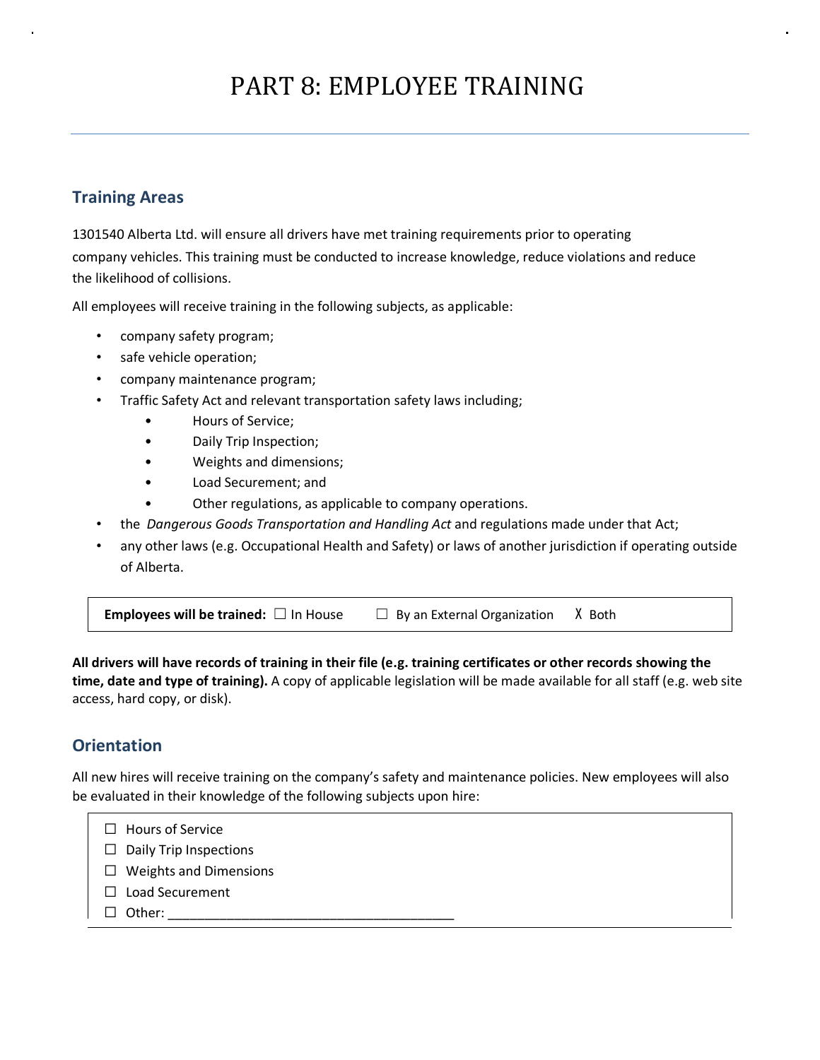# PART 8: EMPLOYEE TRAINING

## Training Areas

1301540 Alberta Ltd. will ensure all drivers have met training requirements prior to operating company vehicles. This training must be conducted to increase knowledge, reduce violations and reduce the likelihood of collisions.

All employees will receive training in the following subjects, as applicable:

- company safety program;
- safe vehicle operation;
- company maintenance program;
- Traffic Safety Act and relevant transportation safety laws including;
  - Hours of Service;
  - Daily Trip Inspection;
  - Weights and dimensions;
  - Load Securement; and
  - Other regulations, as applicable to company operations.
- the *Dangerous Goods Transportation and Handling Act* and regulations made under that Act;
- any other laws (e.g. Occupational Health and Safety) or laws of another jurisdiction if operating outside of Alberta.

**Employees will be trained:** ☐ In House ☐ By an External Organization X Both

**All drivers will have records of training in their file (e.g. training certificates or other records showing the time, date and type of training).** A copy of applicable legislation will be made available for all staff (e.g. web site access, hard copy, or disk).

## Orientation

All new hires will receive training on the company's safety and maintenance policies. New employees will also be evaluated in their knowledge of the following subjects upon hire:

☐ Hours of Service
☐ Daily Trip Inspections
☐ Weights and Dimensions
☐ Load Securement
☐ Other: ________________________________________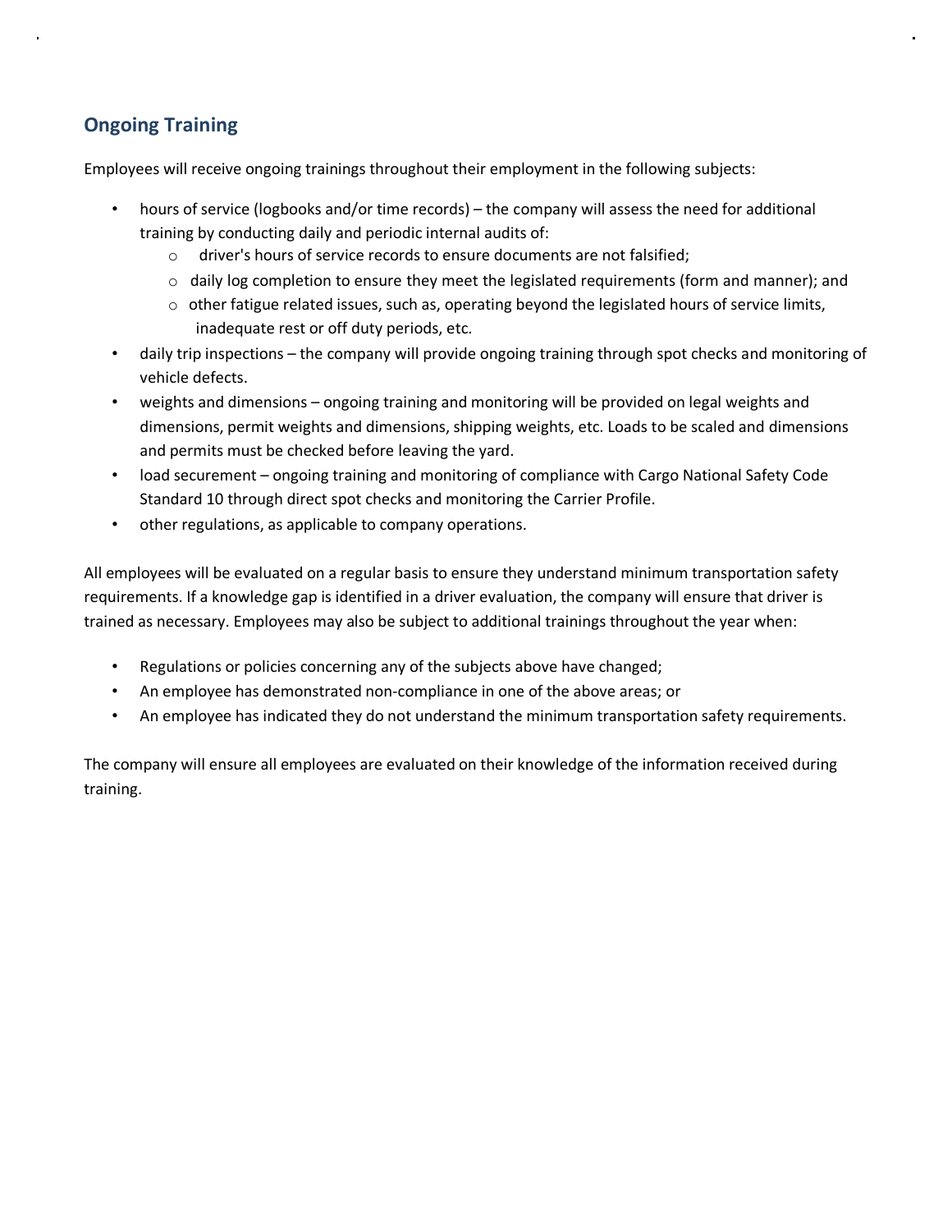## Ongoing Training

Employees will receive ongoing trainings throughout their employment in the following subjects:

- hours of service (logbooks and/or time records) – the company will assess the need for additional training by conducting daily and periodic internal audits of:
  - driver's hours of service records to ensure documents are not falsified;
  - daily log completion to ensure they meet the legislated requirements (form and manner); and
  - other fatigue related issues, such as, operating beyond the legislated hours of service limits, inadequate rest or off duty periods, etc.
- daily trip inspections – the company will provide ongoing training through spot checks and monitoring of vehicle defects.
- weights and dimensions – ongoing training and monitoring will be provided on legal weights and dimensions, permit weights and dimensions, shipping weights, etc. Loads to be scaled and dimensions and permits must be checked before leaving the yard.
- load securement – ongoing training and monitoring of compliance with Cargo National Safety Code Standard 10 through direct spot checks and monitoring the Carrier Profile.
- other regulations, as applicable to company operations.

All employees will be evaluated on a regular basis to ensure they understand minimum transportation safety requirements. If a knowledge gap is identified in a driver evaluation, the company will ensure that driver is trained as necessary. Employees may also be subject to additional trainings throughout the year when:

- Regulations or policies concerning any of the subjects above have changed;
- An employee has demonstrated non-compliance in one of the above areas; or
- An employee has indicated they do not understand the minimum transportation safety requirements.

The company will ensure all employees are evaluated on their knowledge of the information received during training.